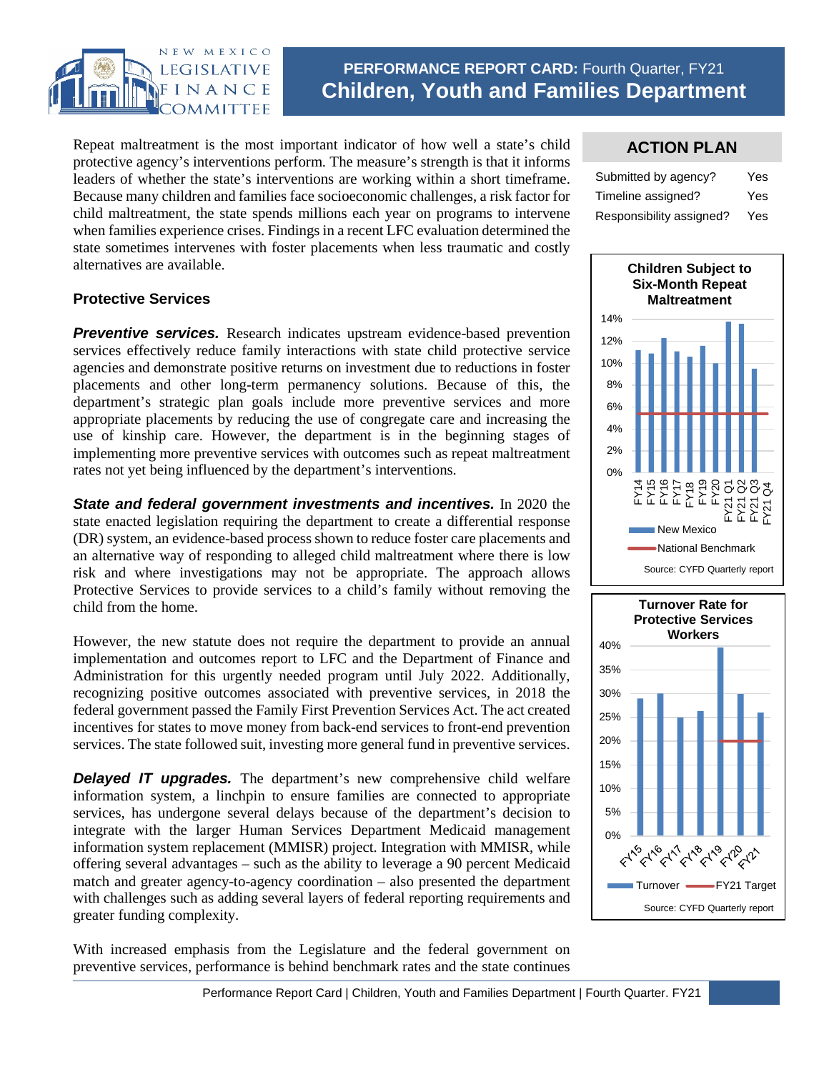# PERFORMANCE REPORT CARD: Fourth Quarter, FY21
## Children, Youth and Families Department

Repeat maltreatment is the most important indicator of how well a state's child protective agency's interventions perform. The measure's strength is that it informs leaders of whether the state's interventions are working within a short timeframe. Because many children and families face socioeconomic challenges, a risk factor for child maltreatment, the state spends millions each year on programs to intervene when families experience crises. Findings in a recent LFC evaluation determined the state sometimes intervenes with foster placements when less traumatic and costly alternatives are available.

### ACTION PLAN

| | |
|---|---|
| Submitted by agency? | Yes |
| Timeline assigned? | Yes |
| Responsibility assigned? | Yes |

**Children Subject to Six-Month Repeat Maltreatment**

Legend: New Mexico; National Benchmark

Source: CYFD Quarterly report

**Turnover Rate for Protective Services Workers**

Legend: Turnover; FY21 Target

Source: CYFD Quarterly report

### Protective Services

***Preventive services.*** Research indicates upstream evidence-based prevention services effectively reduce family interactions with state child protective service agencies and demonstrate positive returns on investment due to reductions in foster placements and other long-term permanency solutions. Because of this, the department's strategic plan goals include more preventive services and more appropriate placements by reducing the use of congregate care and increasing the use of kinship care. However, the department is in the beginning stages of implementing more preventive services with outcomes such as repeat maltreatment rates not yet being influenced by the department's interventions.

***State and federal government investments and incentives.*** In 2020 the state enacted legislation requiring the department to create a differential response (DR) system, an evidence-based process shown to reduce foster care placements and an alternative way of responding to alleged child maltreatment where there is low risk and where investigations may not be appropriate. The approach allows Protective Services to provide services to a child's family without removing the child from the home.

However, the new statute does not require the department to provide an annual implementation and outcomes report to LFC and the Department of Finance and Administration for this urgently needed program until July 2022. Additionally, recognizing positive outcomes associated with preventive services, in 2018 the federal government passed the Family First Prevention Services Act. The act created incentives for states to move money from back-end services to front-end prevention services. The state followed suit, investing more general fund in preventive services.

***Delayed IT upgrades.*** The department's new comprehensive child welfare information system, a linchpin to ensure families are connected to appropriate services, has undergone several delays because of the department's decision to integrate with the larger Human Services Department Medicaid management information system replacement (MMISR) project. Integration with MMISR, while offering several advantages – such as the ability to leverage a 90 percent Medicaid match and greater agency-to-agency coordination – also presented the department with challenges such as adding several layers of federal reporting requirements and greater funding complexity.

With increased emphasis from the Legislature and the federal government on preventive services, performance is behind benchmark rates and the state continues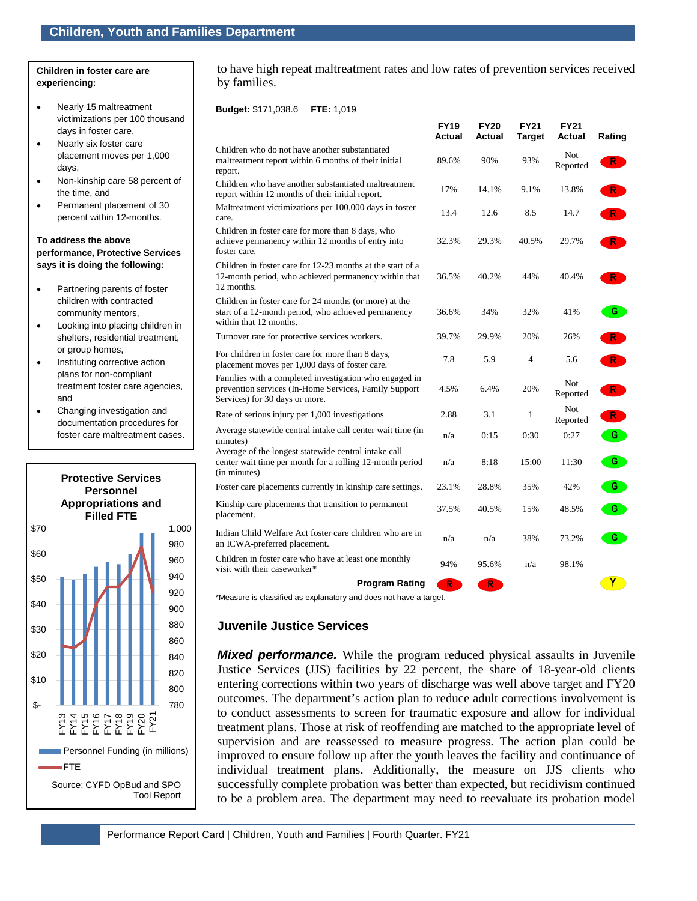**Children in foster care are experiencing:**

- Nearly 15 maltreatment victimizations per 100 thousand days in foster care,
- Nearly six foster care placement moves per 1,000 days,
- Non-kinship care 58 percent of the time, and
- Permanent placement of 30 percent within 12-months.

**To address the above performance, Protective Services says it is doing the following:**

- Partnering parents of foster children with contracted community mentors,
- Looking into placing children in shelters, residential treatment, or group homes,
- Instituting corrective action plans for non-compliant treatment foster care agencies, and
- Changing investigation and documentation procedures for foster care maltreatment cases.

**Protective Services Personnel Appropriations and Filled FTE**

Personnel Funding (in millions) / FTE, FY13–FY21

Source: CYFD OpBud and SPO Tool Report

to have high repeat maltreatment rates and low rates of prevention services received by families.

**Budget:** $171,038.6 **FTE:** 1,019

| | FY19 Actual | FY20 Actual | FY21 Target | FY21 Actual | Rating |
|---|---|---|---|---|---|
| Children who do not have another substantiated maltreatment report within 6 months of their initial report. | 89.6% | 90% | 93% | Not Reported | R |
| Children who have another substantiated maltreatment report within 12 months of their initial report. | 17% | 14.1% | 9.1% | 13.8% | R |
| Maltreatment victimizations per 100,000 days in foster care. | 13.4 | 12.6 | 8.5 | 14.7 | R |
| Children in foster care for more than 8 days, who achieve permanency within 12 months of entry into foster care. | 32.3% | 29.3% | 40.5% | 29.7% | R |
| Children in foster care for 12-23 months at the start of a 12-month period, who achieved permanency within that 12 months. | 36.5% | 40.2% | 44% | 40.4% | R |
| Children in foster care for 24 months (or more) at the start of a 12-month period, who achieved permanency within that 12 months. | 36.6% | 34% | 32% | 41% | G |
| Turnover rate for protective services workers. | 39.7% | 29.9% | 20% | 26% | R |
| For children in foster care for more than 8 days, placement moves per 1,000 days of foster care. | 7.8 | 5.9 | 4 | 5.6 | R |
| Families with a completed investigation who engaged in prevention services (In-Home Services, Family Support Services) for 30 days or more. | 4.5% | 6.4% | 20% | Not Reported | R |
| Rate of serious injury per 1,000 investigations | 2.88 | 3.1 | 1 | Not Reported | R |
| Average statewide central intake call center wait time (in minutes) | n/a | 0:15 | 0:30 | 0:27 | G |
| Average of the longest statewide central intake call center wait time per month for a rolling 12-month period (in minutes) | n/a | 8:18 | 15:00 | 11:30 | G |
| Foster care placements currently in kinship care settings. | 23.1% | 28.8% | 35% | 42% | G |
| Kinship care placements that transition to permanent placement. | 37.5% | 40.5% | 15% | 48.5% | G |
| Indian Child Welfare Act foster care children who are in an ICWA-preferred placement. | n/a | n/a | 38% | 73.2% | G |
| Children in foster care who have at least one monthly visit with their caseworker* | 94% | 95.6% | n/a | 98.1% | |
| **Program Rating** | R | R | | | Y |

*Measure is classified as explanatory and does not have a target.

## Juvenile Justice Services

***Mixed performance.*** While the program reduced physical assaults in Juvenile Justice Services (JJS) facilities by 22 percent, the share of 18-year-old clients entering corrections within two years of discharge was well above target and FY20 outcomes. The department's action plan to reduce adult corrections involvement is to conduct assessments to screen for traumatic exposure and allow for individual treatment plans. Those at risk of reoffending are matched to the appropriate level of supervision and are reassessed to measure progress. The action plan could be improved to ensure follow up after the youth leaves the facility and continuance of individual treatment plans. Additionally, the measure on JJS clients who successfully complete probation was better than expected, but recidivism continued to be a problem area. The department may need to reevaluate its probation model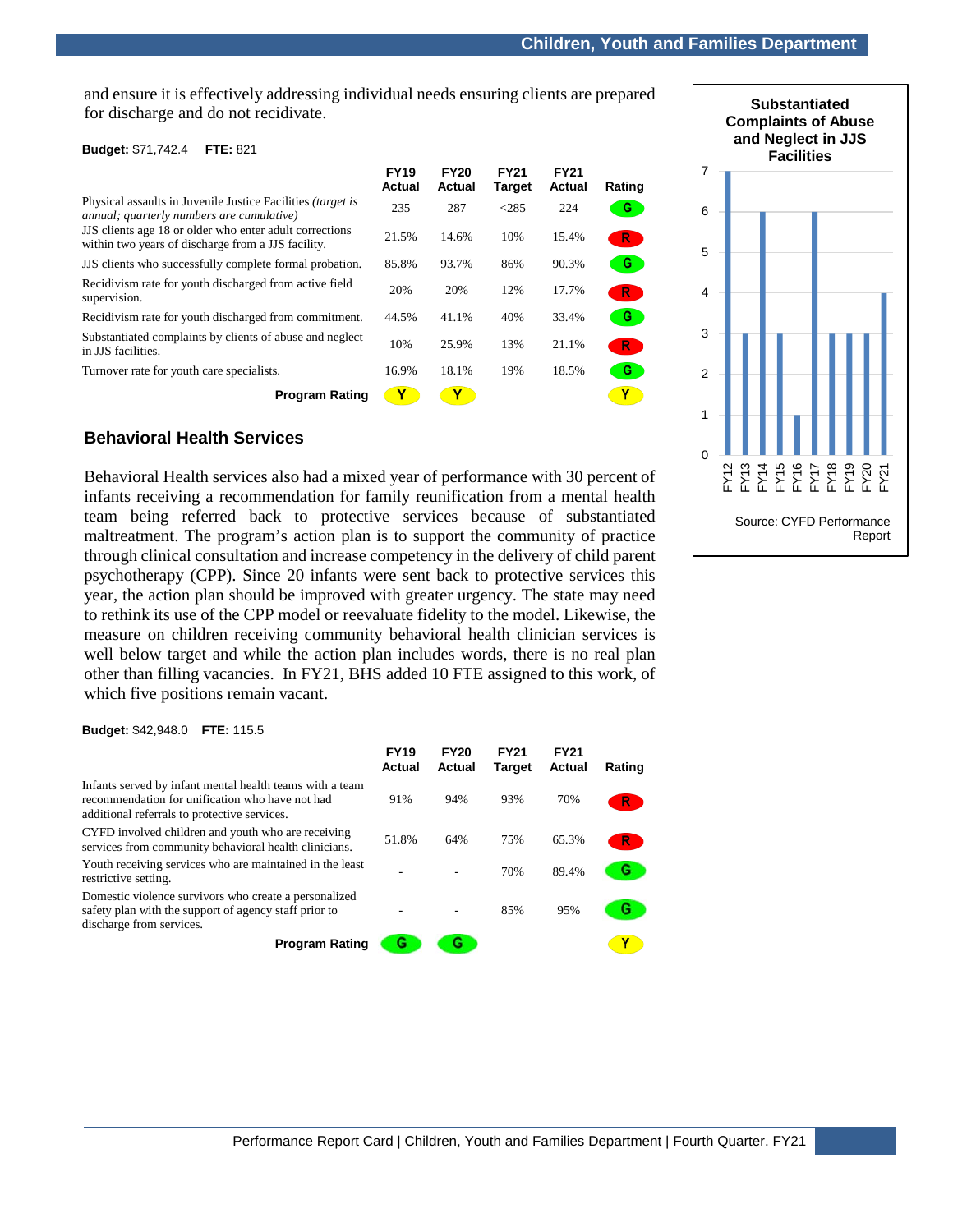and ensure it is effectively addressing individual needs ensuring clients are prepared for discharge and do not recidivate.

**Budget:** $71,742.4 **FTE:** 821

| | FY19 Actual | FY20 Actual | FY21 Target | FY21 Actual | Rating |
|---|---|---|---|---|---|
| Physical assaults in Juvenile Justice Facilities *(target is annual; quarterly numbers are cumulative)* | 235 | 287 | <285 | 224 | G |
| JJS clients age 18 or older who enter adult corrections within two years of discharge from a JJS facility. | 21.5% | 14.6% | 10% | 15.4% | R |
| JJS clients who successfully complete formal probation. | 85.8% | 93.7% | 86% | 90.3% | G |
| Recidivism rate for youth discharged from active field supervision. | 20% | 20% | 12% | 17.7% | R |
| Recidivism rate for youth discharged from commitment. | 44.5% | 41.1% | 40% | 33.4% | G |
| Substantiated complaints by clients of abuse and neglect in JJS facilities. | 10% | 25.9% | 13% | 21.1% | R |
| Turnover rate for youth care specialists. | 16.9% | 18.1% | 19% | 18.5% | G |
| **Program Rating** | Y | Y | | | Y |

**Substantiated Complaints of Abuse and Neglect in JJS Facilities**

7
6
5
4
3
2
1
0

FY12 FY13 FY14 FY15 FY16 FY17 FY18 FY19 FY20 FY21

Source: CYFD Performance Report

## Behavioral Health Services

Behavioral Health services also had a mixed year of performance with 30 percent of infants receiving a recommendation for family reunification from a mental health team being referred back to protective services because of substantiated maltreatment. The program's action plan is to support the community of practice through clinical consultation and increase competency in the delivery of child parent psychotherapy (CPP). Since 20 infants were sent back to protective services this year, the action plan should be improved with greater urgency. The state may need to rethink its use of the CPP model or reevaluate fidelity to the model. Likewise, the measure on children receiving community behavioral health clinician services is well below target and while the action plan includes words, there is no real plan other than filling vacancies. In FY21, BHS added 10 FTE assigned to this work, of which five positions remain vacant.

**Budget:** $42,948.0 **FTE:** 115.5

| | FY19 Actual | FY20 Actual | FY21 Target | FY21 Actual | Rating |
|---|---|---|---|---|---|
| Infants served by infant mental health teams with a team recommendation for unification who have not had additional referrals to protective services. | 91% | 94% | 93% | 70% | R |
| CYFD involved children and youth who are receiving services from community behavioral health clinicians. | 51.8% | 64% | 75% | 65.3% | R |
| Youth receiving services who are maintained in the least restrictive setting. | - | - | 70% | 89.4% | G |
| Domestic violence survivors who create a personalized safety plan with the support of agency staff prior to discharge from services. | - | - | 85% | 95% | G |
| **Program Rating** | G | G | | | Y |